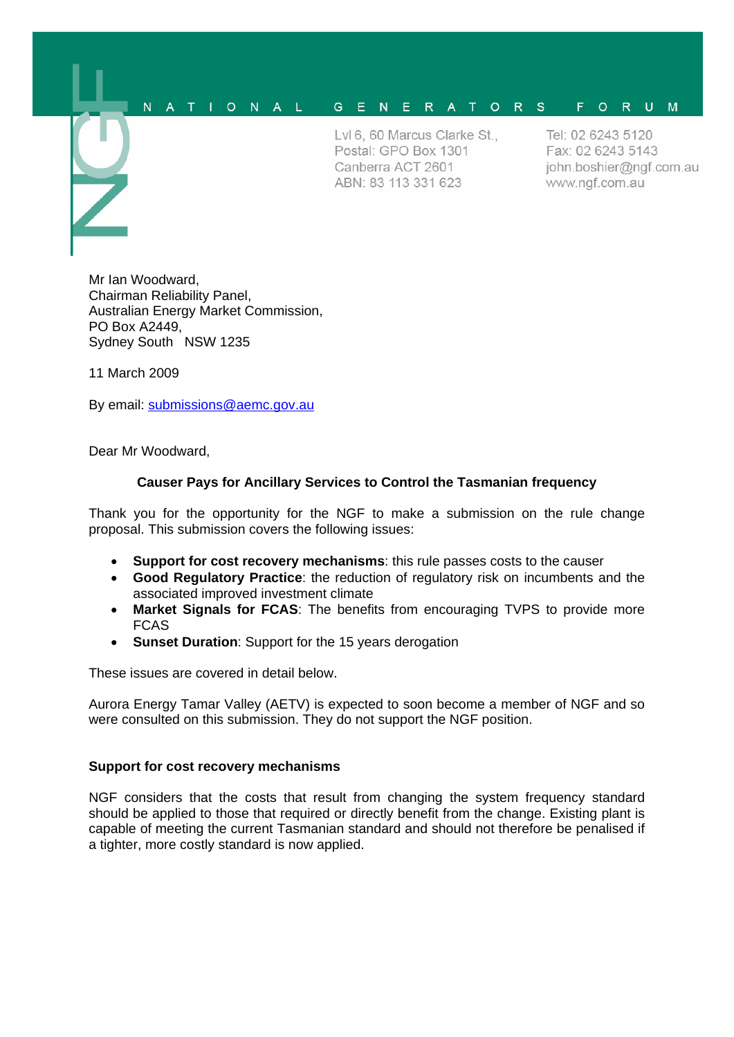NATIONAL GENERATORS FORUM

Lvl 6, 60 Marcus Clarke St.,
Postal: GPO Box 1301
Canberra ACT 2601
ABN: 83 113 331 623

Tel: 02 6243 5120
Fax: 02 6243 5143
john.boshier@ngf.com.au
www.ngf.com.au

Mr Ian Woodward,
Chairman Reliability Panel,
Australian Energy Market Commission,
PO Box A2449,
Sydney South NSW 1235

11 March 2009

By email: submissions@aemc.gov.au

Dear Mr Woodward,

**Causer Pays for Ancillary Services to Control the Tasmanian frequency**

Thank you for the opportunity for the NGF to make a submission on the rule change proposal. This submission covers the following issues:

- **Support for cost recovery mechanisms**: this rule passes costs to the causer
- **Good Regulatory Practice**: the reduction of regulatory risk on incumbents and the associated improved investment climate
- **Market Signals for FCAS**: The benefits from encouraging TVPS to provide more FCAS
- **Sunset Duration**: Support for the 15 years derogation

These issues are covered in detail below.

Aurora Energy Tamar Valley (AETV) is expected to soon become a member of NGF and so were consulted on this submission. They do not support the NGF position.

**Support for cost recovery mechanisms**

NGF considers that the costs that result from changing the system frequency standard should be applied to those that required or directly benefit from the change. Existing plant is capable of meeting the current Tasmanian standard and should not therefore be penalised if a tighter, more costly standard is now applied.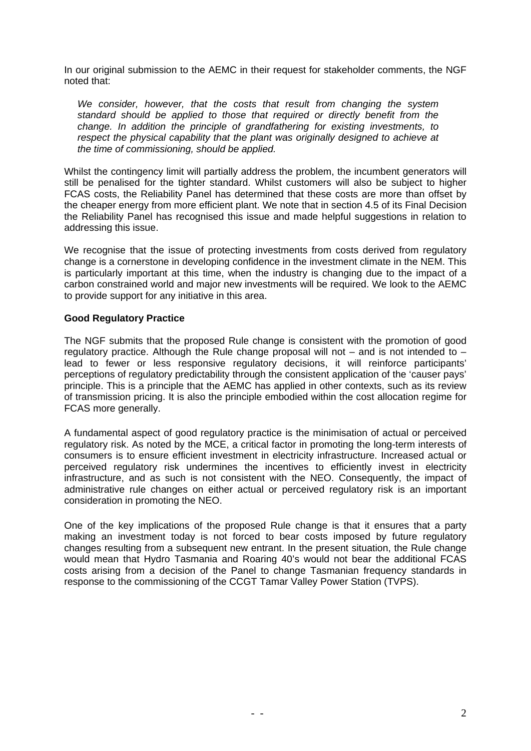In our original submission to the AEMC in their request for stakeholder comments, the NGF noted that:

> *We consider, however, that the costs that result from changing the system standard should be applied to those that required or directly benefit from the change. In addition the principle of grandfathering for existing investments, to respect the physical capability that the plant was originally designed to achieve at the time of commissioning, should be applied.*

Whilst the contingency limit will partially address the problem, the incumbent generators will still be penalised for the tighter standard. Whilst customers will also be subject to higher FCAS costs, the Reliability Panel has determined that these costs are more than offset by the cheaper energy from more efficient plant. We note that in section 4.5 of its Final Decision the Reliability Panel has recognised this issue and made helpful suggestions in relation to addressing this issue.

We recognise that the issue of protecting investments from costs derived from regulatory change is a cornerstone in developing confidence in the investment climate in the NEM. This is particularly important at this time, when the industry is changing due to the impact of a carbon constrained world and major new investments will be required. We look to the AEMC to provide support for any initiative in this area.

**Good Regulatory Practice**

The NGF submits that the proposed Rule change is consistent with the promotion of good regulatory practice. Although the Rule change proposal will not – and is not intended to – lead to fewer or less responsive regulatory decisions, it will reinforce participants' perceptions of regulatory predictability through the consistent application of the 'causer pays' principle. This is a principle that the AEMC has applied in other contexts, such as its review of transmission pricing. It is also the principle embodied within the cost allocation regime for FCAS more generally.

A fundamental aspect of good regulatory practice is the minimisation of actual or perceived regulatory risk. As noted by the MCE, a critical factor in promoting the long-term interests of consumers is to ensure efficient investment in electricity infrastructure. Increased actual or perceived regulatory risk undermines the incentives to efficiently invest in electricity infrastructure, and as such is not consistent with the NEO. Consequently, the impact of administrative rule changes on either actual or perceived regulatory risk is an important consideration in promoting the NEO.

One of the key implications of the proposed Rule change is that it ensures that a party making an investment today is not forced to bear costs imposed by future regulatory changes resulting from a subsequent new entrant. In the present situation, the Rule change would mean that Hydro Tasmania and Roaring 40's would not bear the additional FCAS costs arising from a decision of the Panel to change Tasmanian frequency standards in response to the commissioning of the CCGT Tamar Valley Power Station (TVPS).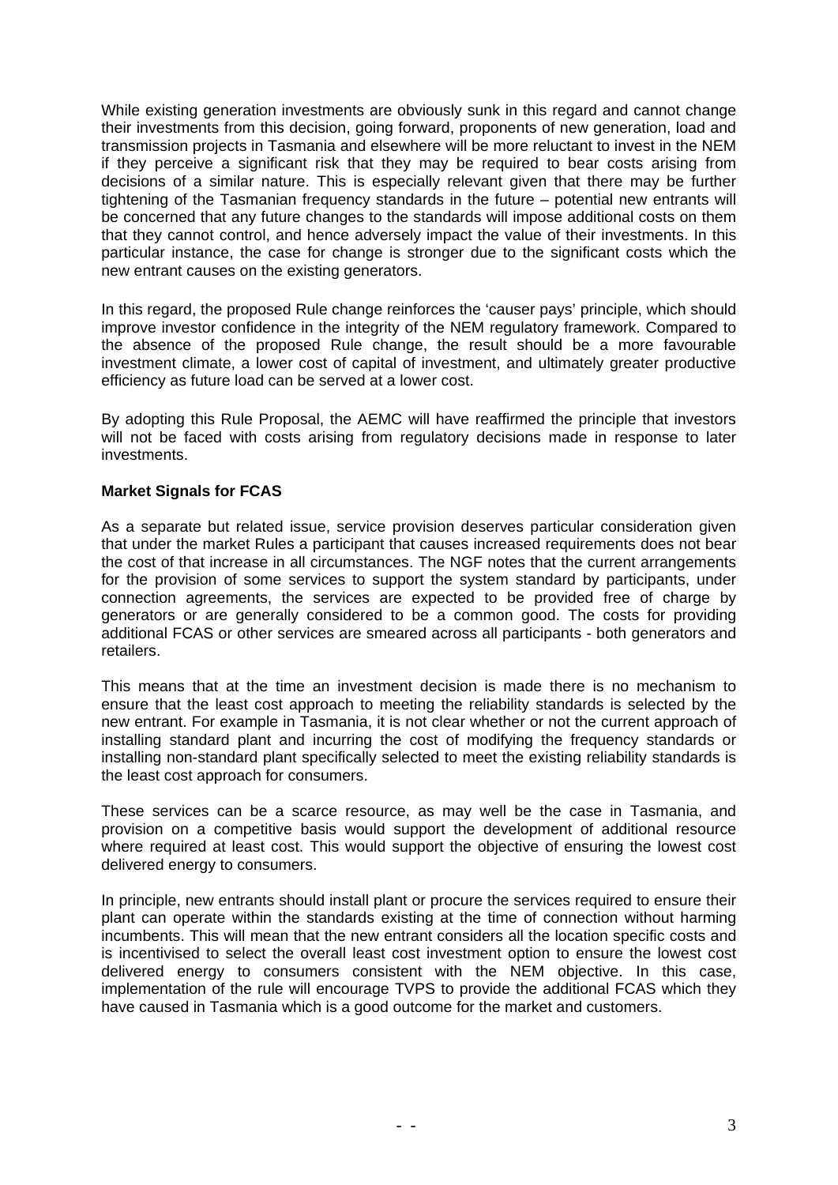While existing generation investments are obviously sunk in this regard and cannot change their investments from this decision, going forward, proponents of new generation, load and transmission projects in Tasmania and elsewhere will be more reluctant to invest in the NEM if they perceive a significant risk that they may be required to bear costs arising from decisions of a similar nature. This is especially relevant given that there may be further tightening of the Tasmanian frequency standards in the future – potential new entrants will be concerned that any future changes to the standards will impose additional costs on them that they cannot control, and hence adversely impact the value of their investments. In this particular instance, the case for change is stronger due to the significant costs which the new entrant causes on the existing generators.

In this regard, the proposed Rule change reinforces the 'causer pays' principle, which should improve investor confidence in the integrity of the NEM regulatory framework. Compared to the absence of the proposed Rule change, the result should be a more favourable investment climate, a lower cost of capital of investment, and ultimately greater productive efficiency as future load can be served at a lower cost.

By adopting this Rule Proposal, the AEMC will have reaffirmed the principle that investors will not be faced with costs arising from regulatory decisions made in response to later investments.

**Market Signals for FCAS**

As a separate but related issue, service provision deserves particular consideration given that under the market Rules a participant that causes increased requirements does not bear the cost of that increase in all circumstances. The NGF notes that the current arrangements for the provision of some services to support the system standard by participants, under connection agreements, the services are expected to be provided free of charge by generators or are generally considered to be a common good. The costs for providing additional FCAS or other services are smeared across all participants - both generators and retailers.

This means that at the time an investment decision is made there is no mechanism to ensure that the least cost approach to meeting the reliability standards is selected by the new entrant. For example in Tasmania, it is not clear whether or not the current approach of installing standard plant and incurring the cost of modifying the frequency standards or installing non-standard plant specifically selected to meet the existing reliability standards is the least cost approach for consumers.

These services can be a scarce resource, as may well be the case in Tasmania, and provision on a competitive basis would support the development of additional resource where required at least cost. This would support the objective of ensuring the lowest cost delivered energy to consumers.

In principle, new entrants should install plant or procure the services required to ensure their plant can operate within the standards existing at the time of connection without harming incumbents. This will mean that the new entrant considers all the location specific costs and is incentivised to select the overall least cost investment option to ensure the lowest cost delivered energy to consumers consistent with the NEM objective. In this case, implementation of the rule will encourage TVPS to provide the additional FCAS which they have caused in Tasmania which is a good outcome for the market and customers.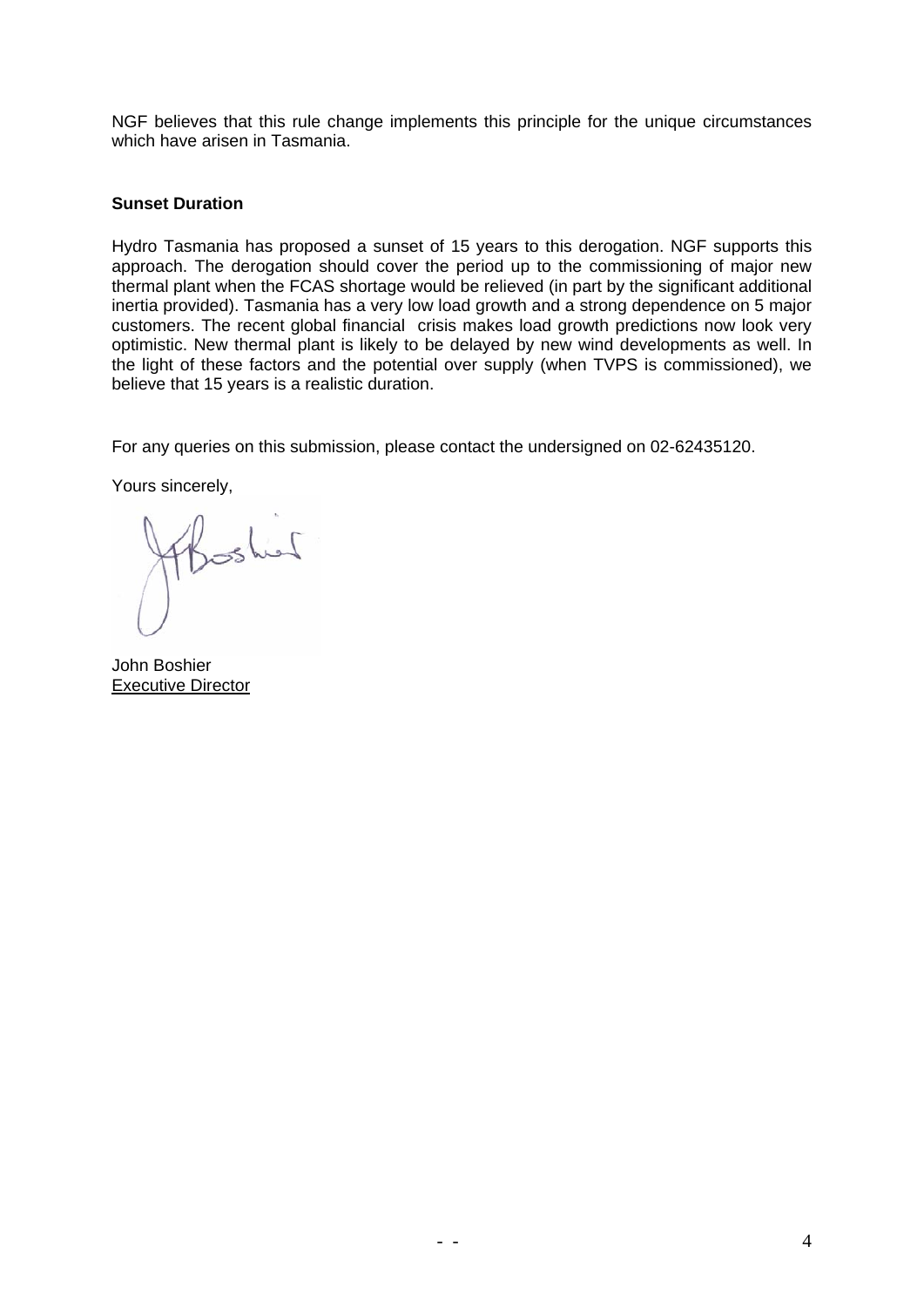NGF believes that this rule change implements this principle for the unique circumstances which have arisen in Tasmania.

**Sunset Duration**

Hydro Tasmania has proposed a sunset of 15 years to this derogation. NGF supports this approach. The derogation should cover the period up to the commissioning of major new thermal plant when the FCAS shortage would be relieved (in part by the significant additional inertia provided). Tasmania has a very low load growth and a strong dependence on 5 major customers. The recent global financial crisis makes load growth predictions now look very optimistic. New thermal plant is likely to be delayed by new wind developments as well. In the light of these factors and the potential over supply (when TVPS is commissioned), we believe that 15 years is a realistic duration.

For any queries on this submission, please contact the undersigned on 02-62435120.

Yours sincerely,

John Boshier
Executive Director